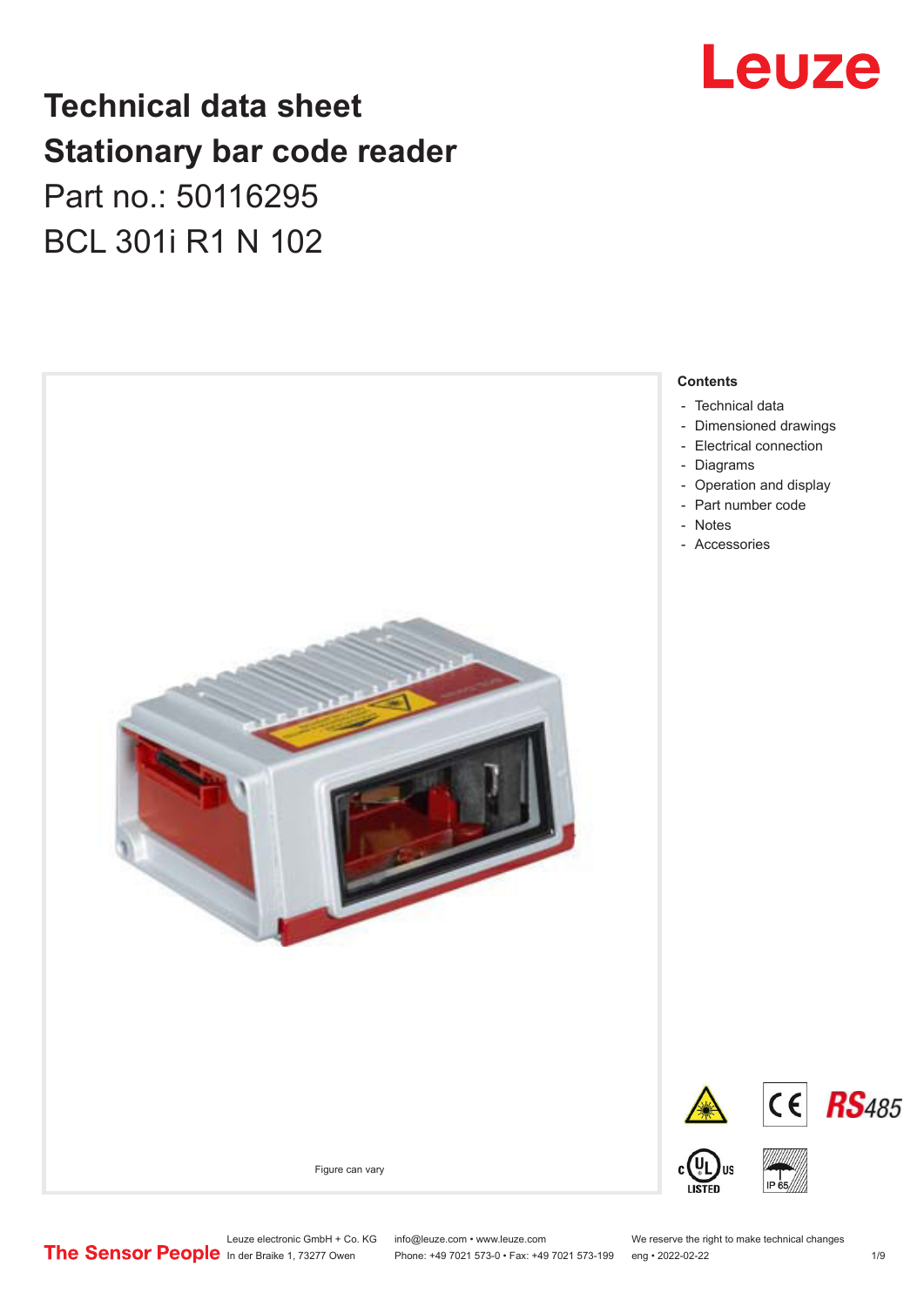# Technical data sheet
# Stationary bar code reader

Part no.: 50116295

BCL 301i R1 N 102

Figure can vary

**Contents**

- Technical data
- Dimensioned drawings
- Electrical connection
- Diagrams
- Operation and display
- Part number code
- Notes
- Accessories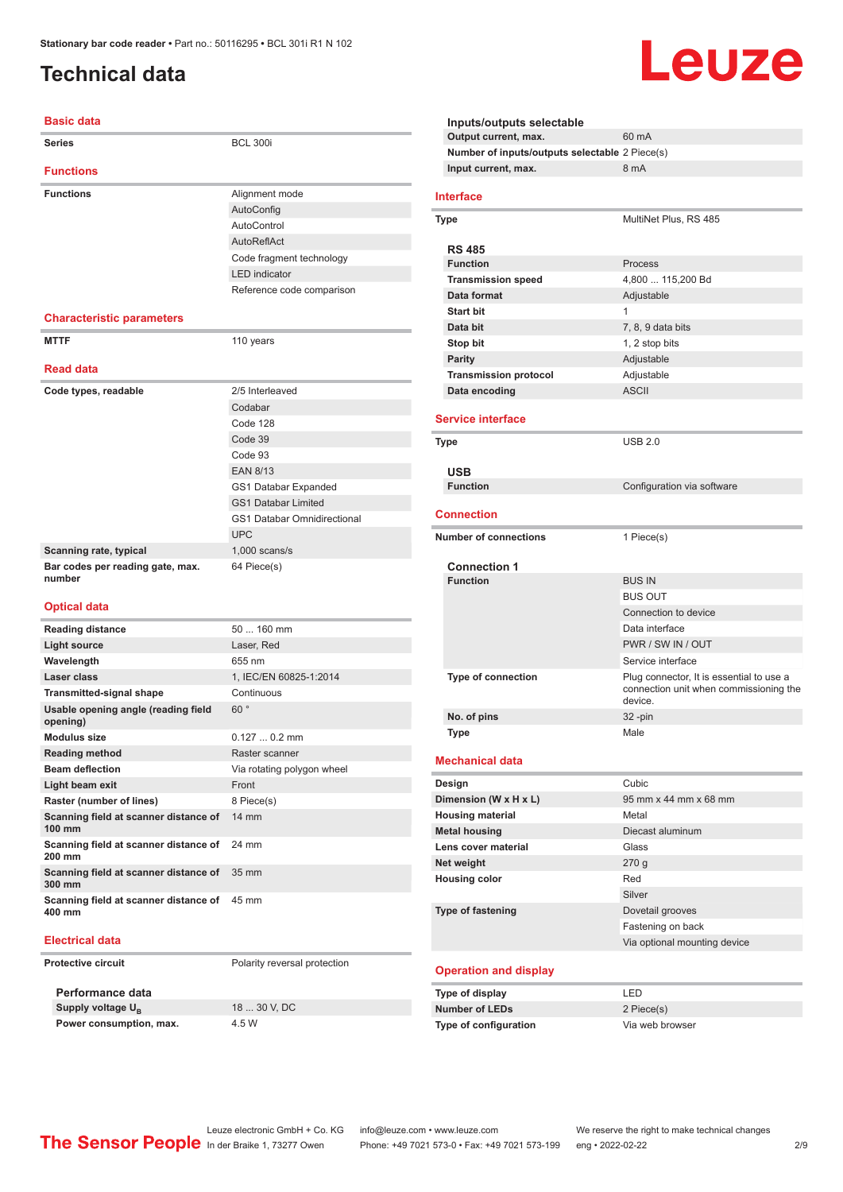# Technical data

## Basic data

| | |
|---|---|
| **Series** | BCL 300i |

## Functions

| | |
|---|---|
| **Functions** | Alignment mode |
| | AutoConfig |
| | AutoControl |
| | AutoReflAct |
| | Code fragment technology |
| | LED indicator |
| | Reference code comparison |

## Characteristic parameters

| | |
|---|---|
| **MTTF** | 110 years |

## Read data

| | |
|---|---|
| **Code types, readable** | 2/5 Interleaved |
| | Codabar |
| | Code 128 |
| | Code 39 |
| | Code 93 |
| | EAN 8/13 |
| | GS1 Databar Expanded |
| | GS1 Databar Limited |
| | GS1 Databar Omnidirectional |
| | UPC |
| **Scanning rate, typical** | 1,000 scans/s |
| **Bar codes per reading gate, max. number** | 64 Piece(s) |

## Optical data

| | |
|---|---|
| **Reading distance** | 50 ... 160 mm |
| **Light source** | Laser, Red |
| **Wavelength** | 655 nm |
| **Laser class** | 1, IEC/EN 60825-1:2014 |
| **Transmitted-signal shape** | Continuous |
| **Usable opening angle (reading field opening)** | 60 ° |
| **Modulus size** | 0.127 ... 0.2 mm |
| **Reading method** | Raster scanner |
| **Beam deflection** | Via rotating polygon wheel |
| **Light beam exit** | Front |
| **Raster (number of lines)** | 8 Piece(s) |
| **Scanning field at scanner distance of 100 mm** | 14 mm |
| **Scanning field at scanner distance of 200 mm** | 24 mm |
| **Scanning field at scanner distance of 300 mm** | 35 mm |
| **Scanning field at scanner distance of 400 mm** | 45 mm |

## Electrical data

| | |
|---|---|
| **Protective circuit** | Polarity reversal protection |

### Performance data

| | |
|---|---|
| **Supply voltage $U_B$** | 18 ... 30 V, DC |
| **Power consumption, max.** | 4.5 W |

### Inputs/outputs selectable

| | |
|---|---|
| **Output current, max.** | 60 mA |
| **Number of inputs/outputs selectable** | 2 Piece(s) |
| **Input current, max.** | 8 mA |

## Interface

| | |
|---|---|
| **Type** | MultiNet Plus, RS 485 |

### RS 485

| | |
|---|---|
| **Function** | Process |
| **Transmission speed** | 4,800 ... 115,200 Bd |
| **Data format** | Adjustable |
| **Start bit** | 1 |
| **Data bit** | 7, 8, 9 data bits |
| **Stop bit** | 1, 2 stop bits |
| **Parity** | Adjustable |
| **Transmission protocol** | Adjustable |
| **Data encoding** | ASCII |

## Service interface

| | |
|---|---|
| **Type** | USB 2.0 |

### USB

| | |
|---|---|
| **Function** | Configuration via software |

## Connection

| | |
|---|---|
| **Number of connections** | 1 Piece(s) |

### Connection 1

| | |
|---|---|
| **Function** | BUS IN |
| | BUS OUT |
| | Connection to device |
| | Data interface |
| | PWR / SW IN / OUT |
| | Service interface |
| **Type of connection** | Plug connector, It is essential to use a connection unit when commissioning the device. |
| **No. of pins** | 32 -pin |
| **Type** | Male |

## Mechanical data

| | |
|---|---|
| **Design** | Cubic |
| **Dimension (W x H x L)** | 95 mm x 44 mm x 68 mm |
| **Housing material** | Metal |
| **Metal housing** | Diecast aluminum |
| **Lens cover material** | Glass |
| **Net weight** | 270 g |
| **Housing color** | Red |
| | Silver |
| **Type of fastening** | Dovetail grooves |
| | Fastening on back |
| | Via optional mounting device |

## Operation and display

| | |
|---|---|
| **Type of display** | LED |
| **Number of LEDs** | 2 Piece(s) |
| **Type of configuration** | Via web browser |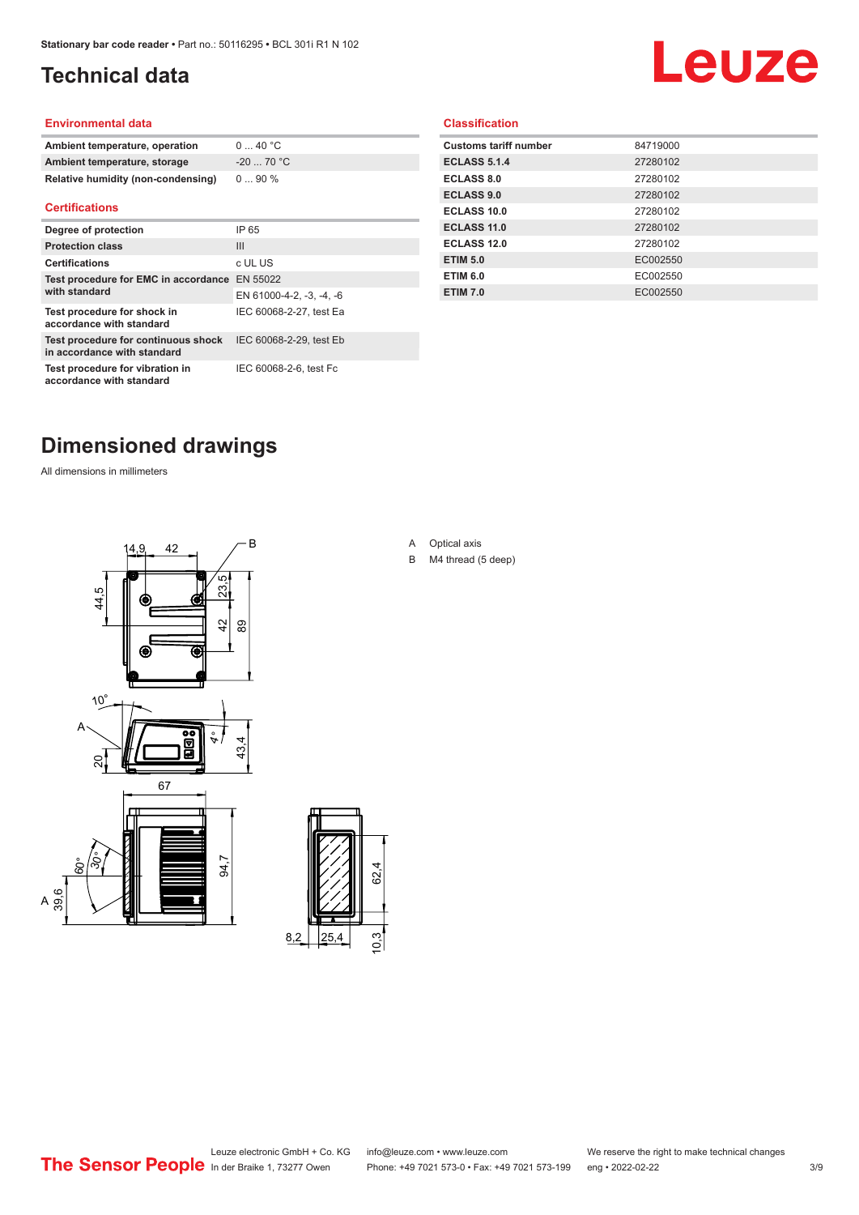# Technical data

## Environmental data

| | |
|---|---|
| Ambient temperature, operation | 0 ... 40 °C |
| Ambient temperature, storage | -20 ... 70 °C |
| Relative humidity (non-condensing) | 0 ... 90 % |

## Certifications

| | |
|---|---|
| Degree of protection | IP 65 |
| Protection class | III |
| Certifications | c UL US |
| Test procedure for EMC in accordance with standard | EN 55022 |
| | EN 61000-4-2, -3, -4, -6 |
| Test procedure for shock in accordance with standard | IEC 60068-2-27, test Ea |
| Test procedure for continuous shock in accordance with standard | IEC 60068-2-29, test Eb |
| Test procedure for vibration in accordance with standard | IEC 60068-2-6, test Fc |

## Classification

| | |
|---|---|
| Customs tariff number | 84719000 |
| ECLASS 5.1.4 | 27280102 |
| ECLASS 8.0 | 27280102 |
| ECLASS 9.0 | 27280102 |
| ECLASS 10.0 | 27280102 |
| ECLASS 11.0 | 27280102 |
| ECLASS 12.0 | 27280102 |
| ETIM 5.0 | EC002550 |
| ETIM 6.0 | EC002550 |
| ETIM 7.0 | EC002550 |

# Dimensioned drawings

All dimensions in millimeters

A Optical axis

B M4 thread (5 deep)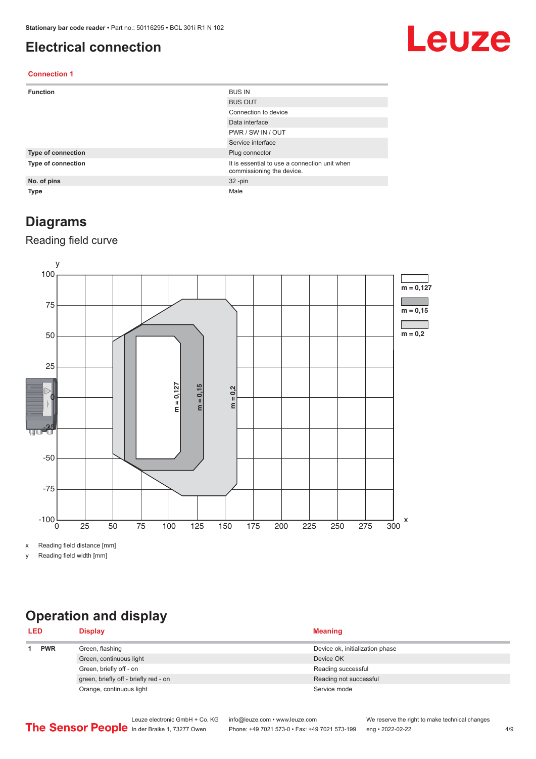# Electrical connection

## Connection 1

| | |
|---|---|
| **Function** | BUS IN |
| | BUS OUT |
| | Connection to device |
| | Data interface |
| | PWR / SW IN / OUT |
| | Service interface |
| **Type of connection** | Plug connector |
| **Type of connection** | It is essential to use a connection unit when commissioning the device. |
| **No. of pins** | 32 -pin |
| **Type** | Male |

# Diagrams

## Reading field curve

x Reading field distance [mm]

y Reading field width [mm]

# Operation and display

| LED | | Display | Meaning |
|---|---|---|---|
| 1 | **PWR** | Green, flashing | Device ok, initialization phase |
| | | Green, continuous light | Device OK |
| | | Green, briefly off - on | Reading successful |
| | | green, briefly off - briefly red - on | Reading not successful |
| | | Orange, continuous light | Service mode |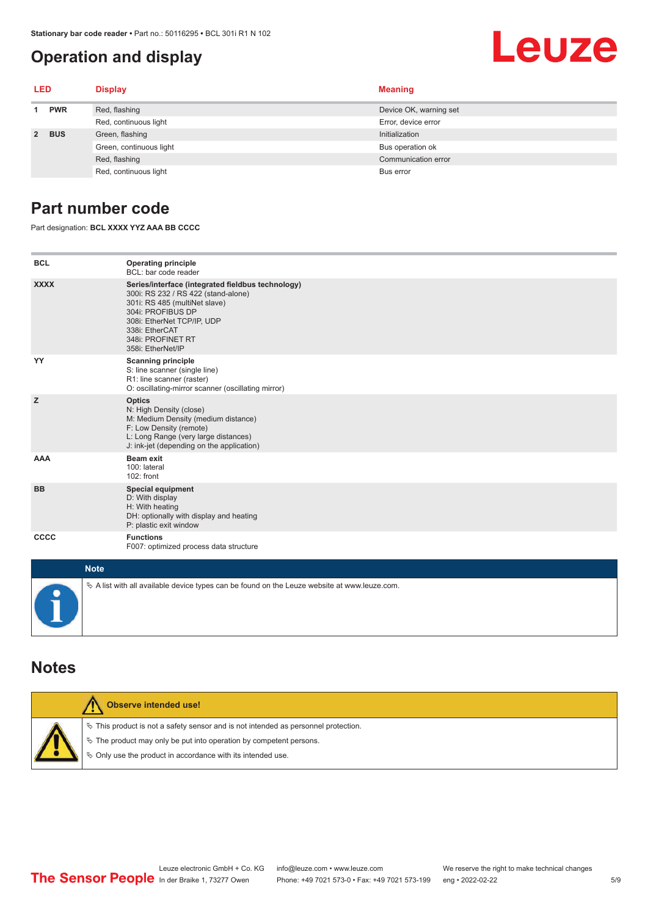## Operation and display

| LED | | Display | Meaning |
|---|---|---|---|
| 1 | PWR | Red, flashing | Device OK, warning set |
| | | Red, continuous light | Error, device error |
| 2 | BUS | Green, flashing | Initialization |
| | | Green, continuous light | Bus operation ok |
| | | Red, flashing | Communication error |
| | | Red, continuous light | Bus error |

## Part number code

Part designation: **BCL XXXX YYZ AAA BB CCCC**

| | |
|---|---|
| **BCL** | **Operating principle**<br>BCL: bar code reader |
| **XXXX** | **Series/interface (integrated fieldbus technology)**<br>300i: RS 232 / RS 422 (stand-alone)<br>301i: RS 485 (multiNet slave)<br>304i: PROFIBUS DP<br>308i: EtherNet TCP/IP, UDP<br>338i: EtherCAT<br>348i: PROFINET RT<br>358i: EtherNet/IP |
| **YY** | **Scanning principle**<br>S: line scanner (single line)<br>R1: line scanner (raster)<br>O: oscillating-mirror scanner (oscillating mirror) |
| **Z** | **Optics**<br>N: High Density (close)<br>M: Medium Density (medium distance)<br>F: Low Density (remote)<br>L: Long Range (very large distances)<br>J: ink-jet (depending on the application) |
| **AAA** | **Beam exit**<br>100: lateral<br>102: front |
| **BB** | **Special equipment**<br>D: With display<br>H: With heating<br>DH: optionally with display and heating<br>P: plastic exit window |
| **CCCC** | **Functions**<br>F007: optimized process data structure |

**Note**

- A list with all available device types can be found on the Leuze website at www.leuze.com.

## Notes

**Observe intended use!**

- This product is not a safety sensor and is not intended as personnel protection.
- The product may only be put into operation by competent persons.
- Only use the product in accordance with its intended use.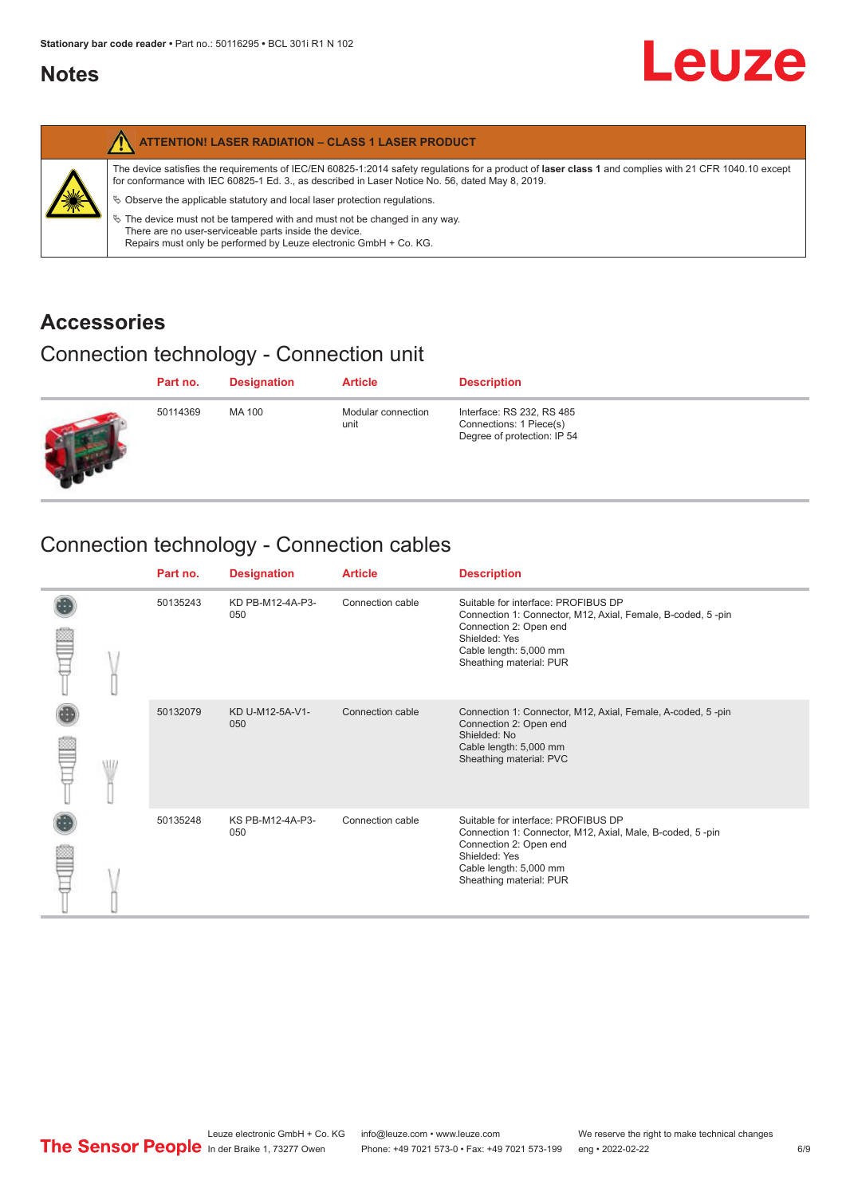## Notes

| ATTENTION! LASER RADIATION – CLASS 1 LASER PRODUCT |
|---|
| The device satisfies the requirements of IEC/EN 60825-1:2014 safety regulations for a product of **laser class 1** and complies with 21 CFR 1040.10 except for conformance with IEC 60825-1 Ed. 3., as described in Laser Notice No. 56, dated May 8, 2019.<br>↳ Observe the applicable statutory and local laser protection regulations.<br>↳ The device must not be tampered with and must not be changed in any way. There are no user-serviceable parts inside the device. Repairs must only be performed by Leuze electronic GmbH + Co. KG. |

## Accessories

### Connection technology - Connection unit

| Part no. | Designation | Article | Description |
|---|---|---|---|
| 50114369 | MA 100 | Modular connection unit | Interface: RS 232, RS 485<br>Connections: 1 Piece(s)<br>Degree of protection: IP 54 |

### Connection technology - Connection cables

| Part no. | Designation | Article | Description |
|---|---|---|---|
| 50135243 | KD PB-M12-4A-P3-050 | Connection cable | Suitable for interface: PROFIBUS DP<br>Connection 1: Connector, M12, Axial, Female, B-coded, 5 -pin<br>Connection 2: Open end<br>Shielded: Yes<br>Cable length: 5,000 mm<br>Sheathing material: PUR |
| 50132079 | KD U-M12-5A-V1-050 | Connection cable | Connection 1: Connector, M12, Axial, Female, A-coded, 5 -pin<br>Connection 2: Open end<br>Shielded: No<br>Cable length: 5,000 mm<br>Sheathing material: PVC |
| 50135248 | KS PB-M12-4A-P3-050 | Connection cable | Suitable for interface: PROFIBUS DP<br>Connection 1: Connector, M12, Axial, Male, B-coded, 5 -pin<br>Connection 2: Open end<br>Shielded: Yes<br>Cable length: 5,000 mm<br>Sheathing material: PUR |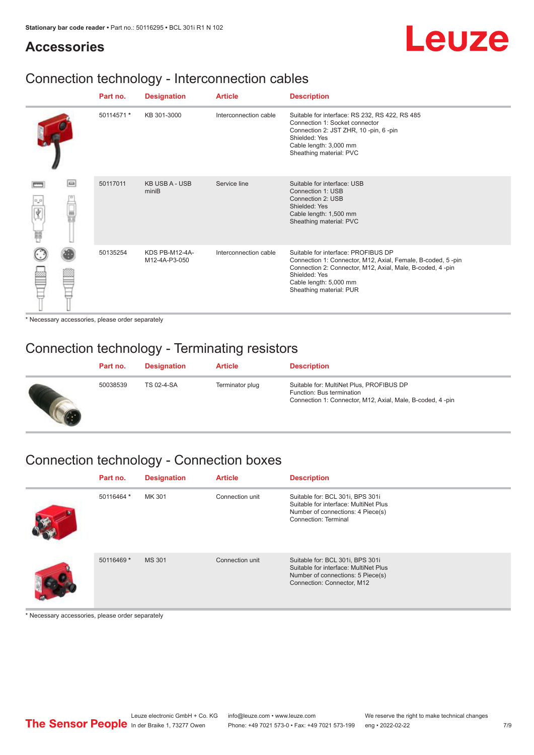## Accessories

## Connection technology - Interconnection cables

| Part no. | Designation | Article | Description |
|---|---|---|---|
| 50114571 * | KB 301-3000 | Interconnection cable | Suitable for interface: RS 232, RS 422, RS 485<br>Connection 1: Socket connector<br>Connection 2: JST ZHR, 10 -pin, 6 -pin<br>Shielded: Yes<br>Cable length: 3,000 mm<br>Sheathing material: PVC |
| 50117011 | KB USB A - USB miniB | Service line | Suitable for interface: USB<br>Connection 1: USB<br>Connection 2: USB<br>Shielded: Yes<br>Cable length: 1,500 mm<br>Sheathing material: PVC |
| 50135254 | KDS PB-M12-4A-M12-4A-P3-050 | Interconnection cable | Suitable for interface: PROFIBUS DP<br>Connection 1: Connector, M12, Axial, Female, B-coded, 5 -pin<br>Connection 2: Connector, M12, Axial, Male, B-coded, 4 -pin<br>Shielded: Yes<br>Cable length: 5,000 mm<br>Sheathing material: PUR |

* Necessary accessories, please order separately

## Connection technology - Terminating resistors

| Part no. | Designation | Article | Description |
|---|---|---|---|
| 50038539 | TS 02-4-SA | Terminator plug | Suitable for: MultiNet Plus, PROFIBUS DP<br>Function: Bus termination<br>Connection 1: Connector, M12, Axial, Male, B-coded, 4 -pin |

## Connection technology - Connection boxes

| Part no. | Designation | Article | Description |
|---|---|---|---|
| 50116464 * | MK 301 | Connection unit | Suitable for: BCL 301i, BPS 301i<br>Suitable for interface: MultiNet Plus<br>Number of connections: 4 Piece(s)<br>Connection: Terminal |
| 50116469 * | MS 301 | Connection unit | Suitable for: BCL 301i, BPS 301i<br>Suitable for interface: MultiNet Plus<br>Number of connections: 5 Piece(s)<br>Connection: Connector, M12 |

* Necessary accessories, please order separately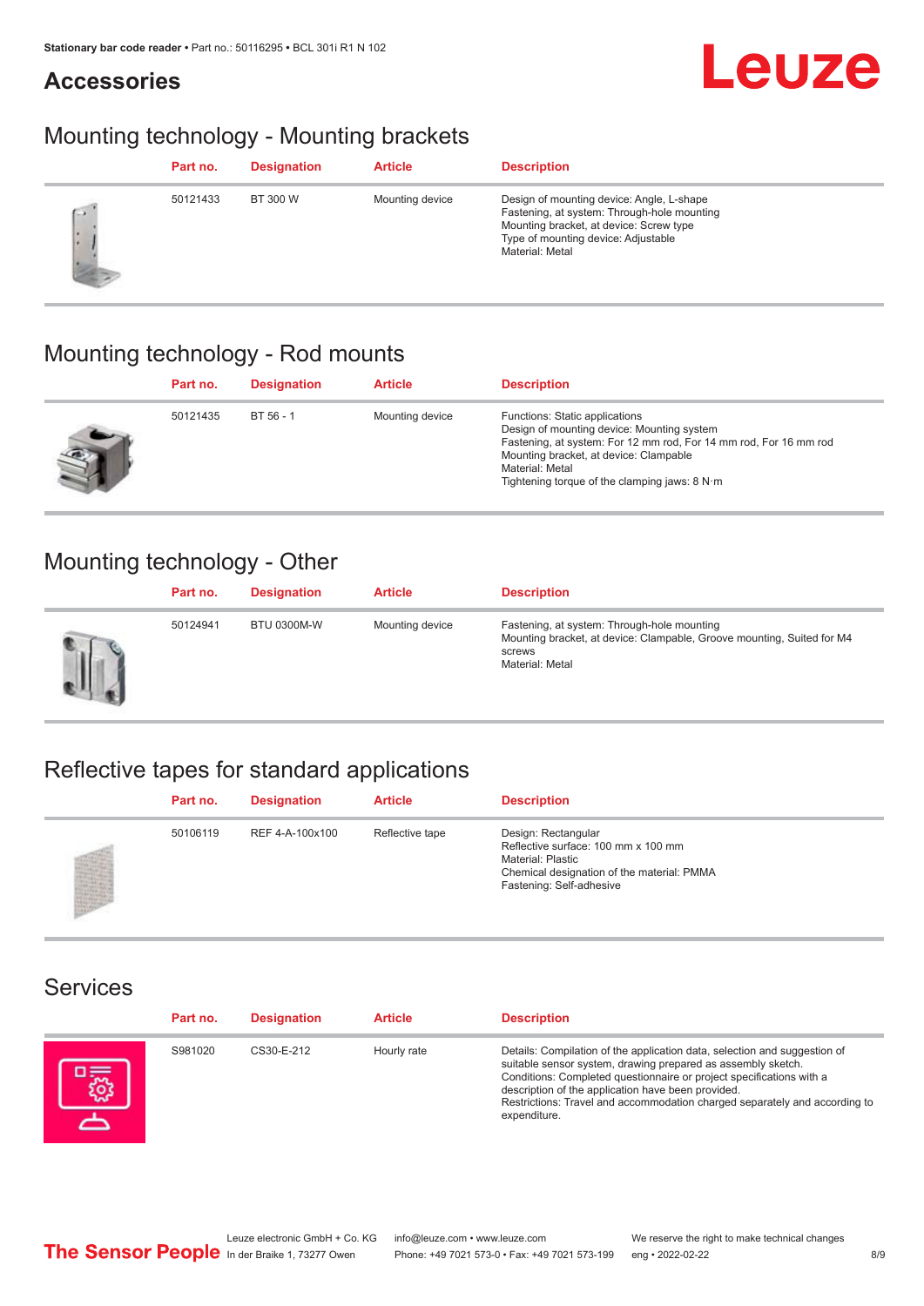## Accessories

### Mounting technology - Mounting brackets

| Part no. | Designation | Article | Description |
|---|---|---|---|
| 50121433 | BT 300 W | Mounting device | Design of mounting device: Angle, L-shape<br>Fastening, at system: Through-hole mounting<br>Mounting bracket, at device: Screw type<br>Type of mounting device: Adjustable<br>Material: Metal |

### Mounting technology - Rod mounts

| Part no. | Designation | Article | Description |
|---|---|---|---|
| 50121435 | BT 56 - 1 | Mounting device | Functions: Static applications<br>Design of mounting device: Mounting system<br>Fastening, at system: For 12 mm rod, For 14 mm rod, For 16 mm rod<br>Mounting bracket, at device: Clampable<br>Material: Metal<br>Tightening torque of the clamping jaws: 8 N·m |

### Mounting technology - Other

| Part no. | Designation | Article | Description |
|---|---|---|---|
| 50124941 | BTU 0300M-W | Mounting device | Fastening, at system: Through-hole mounting<br>Mounting bracket, at device: Clampable, Groove mounting, Suited for M4 screws<br>Material: Metal |

### Reflective tapes for standard applications

| Part no. | Designation | Article | Description |
|---|---|---|---|
| 50106119 | REF 4-A-100x100 | Reflective tape | Design: Rectangular<br>Reflective surface: 100 mm x 100 mm<br>Material: Plastic<br>Chemical designation of the material: PMMA<br>Fastening: Self-adhesive |

### Services

| Part no. | Designation | Article | Description |
|---|---|---|---|
| S981020 | CS30-E-212 | Hourly rate | Details: Compilation of the application data, selection and suggestion of suitable sensor system, drawing prepared as assembly sketch.<br>Conditions: Completed questionnaire or project specifications with a description of the application have been provided.<br>Restrictions: Travel and accommodation charged separately and according to expenditure. |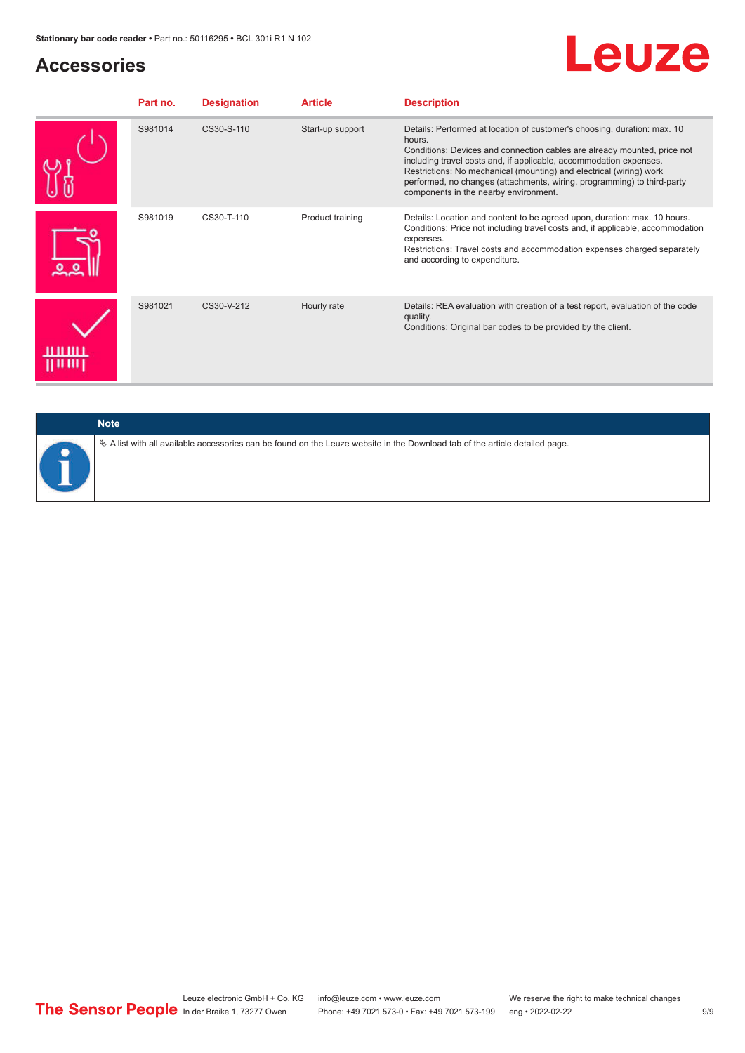## Accessories

| | Part no. | Designation | Article | Description |
|---|---|---|---|---|
| | S981014 | CS30-S-110 | Start-up support | Details: Performed at location of customer's choosing, duration: max. 10 hours.<br>Conditions: Devices and connection cables are already mounted, price not including travel costs and, if applicable, accommodation expenses.<br>Restrictions: No mechanical (mounting) and electrical (wiring) work performed, no changes (attachments, wiring, programming) to third-party components in the nearby environment. |
| | S981019 | CS30-T-110 | Product training | Details: Location and content to be agreed upon, duration: max. 10 hours.<br>Conditions: Price not including travel costs and, if applicable, accommodation expenses.<br>Restrictions: Travel costs and accommodation expenses charged separately and according to expenditure. |
| | S981021 | CS30-V-212 | Hourly rate | Details: REA evaluation with creation of a test report, evaluation of the code quality.<br>Conditions: Original bar codes to be provided by the client. |

**Note**

↳ A list with all available accessories can be found on the Leuze website in the Download tab of the article detailed page.